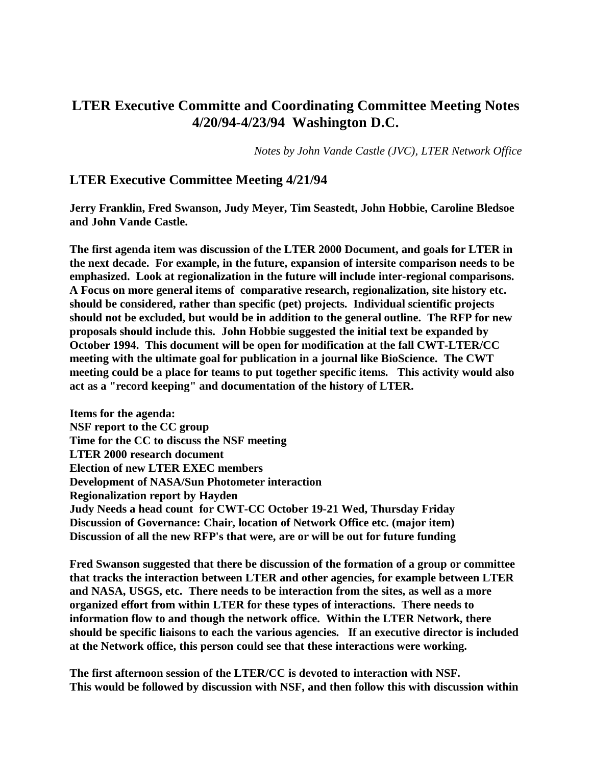# LTER Executive Committe and Coordinating Committee Meeting Notes 4/20/94-4/23/94 Washington D.C.

*Notes by John Vande Castle (JVC), LTER Network Office*

## LTER Executive Committee Meeting 4/21/94

**Jerry Franklin, Fred Swanson, Judy Meyer, Tim Seastedt, John Hobbie, Caroline Bledsoe and John Vande Castle.**

**The first agenda item was discussion of the LTER 2000 Document, and goals for LTER in the next decade. For example, in the future, expansion of intersite comparison needs to be emphasized. Look at regionalization in the future will include inter-regional comparisons. A Focus on more general items of comparative research, regionalization, site history etc. should be considered, rather than specific (pet) projects. Individual scientific projects should not be excluded, but would be in addition to the general outline. The RFP for new proposals should include this. John Hobbie suggested the initial text be expanded by October 1994. This document will be open for modification at the fall CWT-LTER/CC meeting with the ultimate goal for publication in a journal like BioScience. The CWT meeting could be a place for teams to put together specific items. This activity would also act as a "record keeping" and documentation of the history of LTER.**

**Items for the agenda:**
**NSF report to the CC group**
**Time for the CC to discuss the NSF meeting**
**LTER 2000 research document**
**Election of new LTER EXEC members**
**Development of NASA/Sun Photometer interaction**
**Regionalization report by Hayden**
**Judy Needs a head count for CWT-CC October 19-21 Wed, Thursday Friday**
**Discussion of Governance: Chair, location of Network Office etc. (major item)**
**Discussion of all the new RFP's that were, are or will be out for future funding**

**Fred Swanson suggested that there be discussion of the formation of a group or committee that tracks the interaction between LTER and other agencies, for example between LTER and NASA, USGS, etc. There needs to be interaction from the sites, as well as a more organized effort from within LTER for these types of interactions. There needs to information flow to and though the network office. Within the LTER Network, there should be specific liaisons to each the various agencies. If an executive director is included at the Network office, this person could see that these interactions were working.**

**The first afternoon session of the LTER/CC is devoted to interaction with NSF. This would be followed by discussion with NSF, and then follow this with discussion within**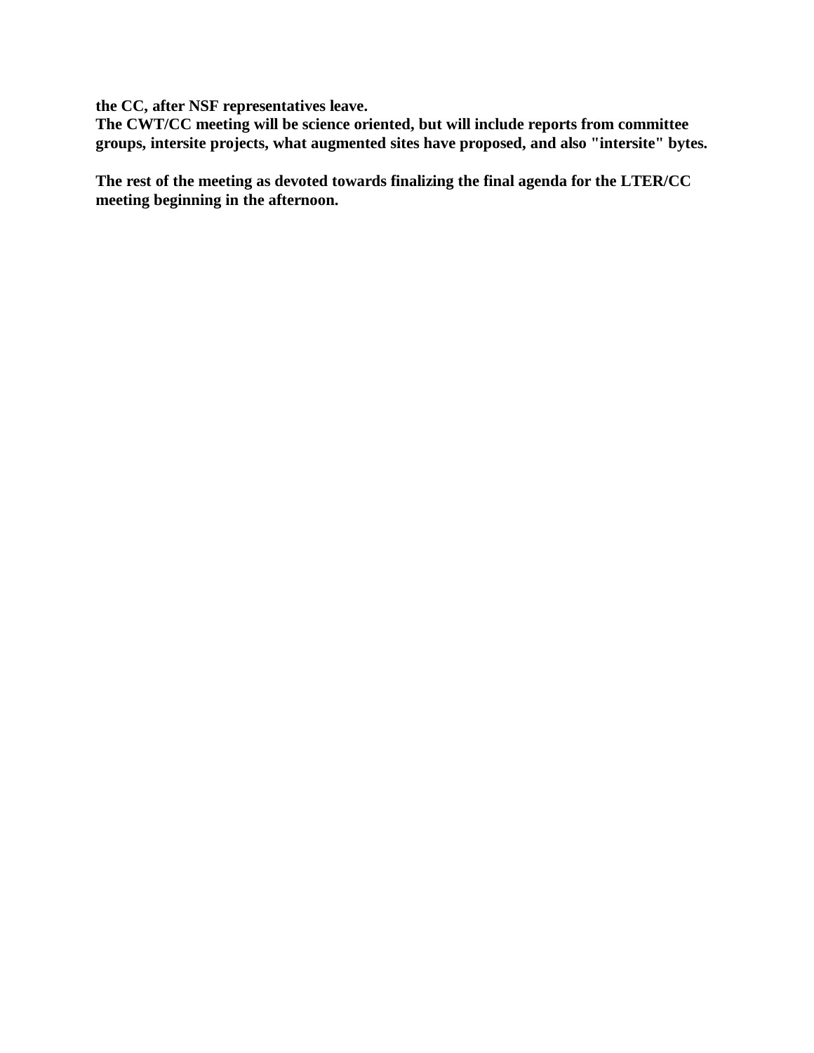**the CC, after NSF representatives leave.**
**The CWT/CC meeting will be science oriented, but will include reports from committee groups, intersite projects, what augmented sites have proposed, and also "intersite" bytes.**

**The rest of the meeting as devoted towards finalizing the final agenda for the LTER/CC meeting beginning in the afternoon.**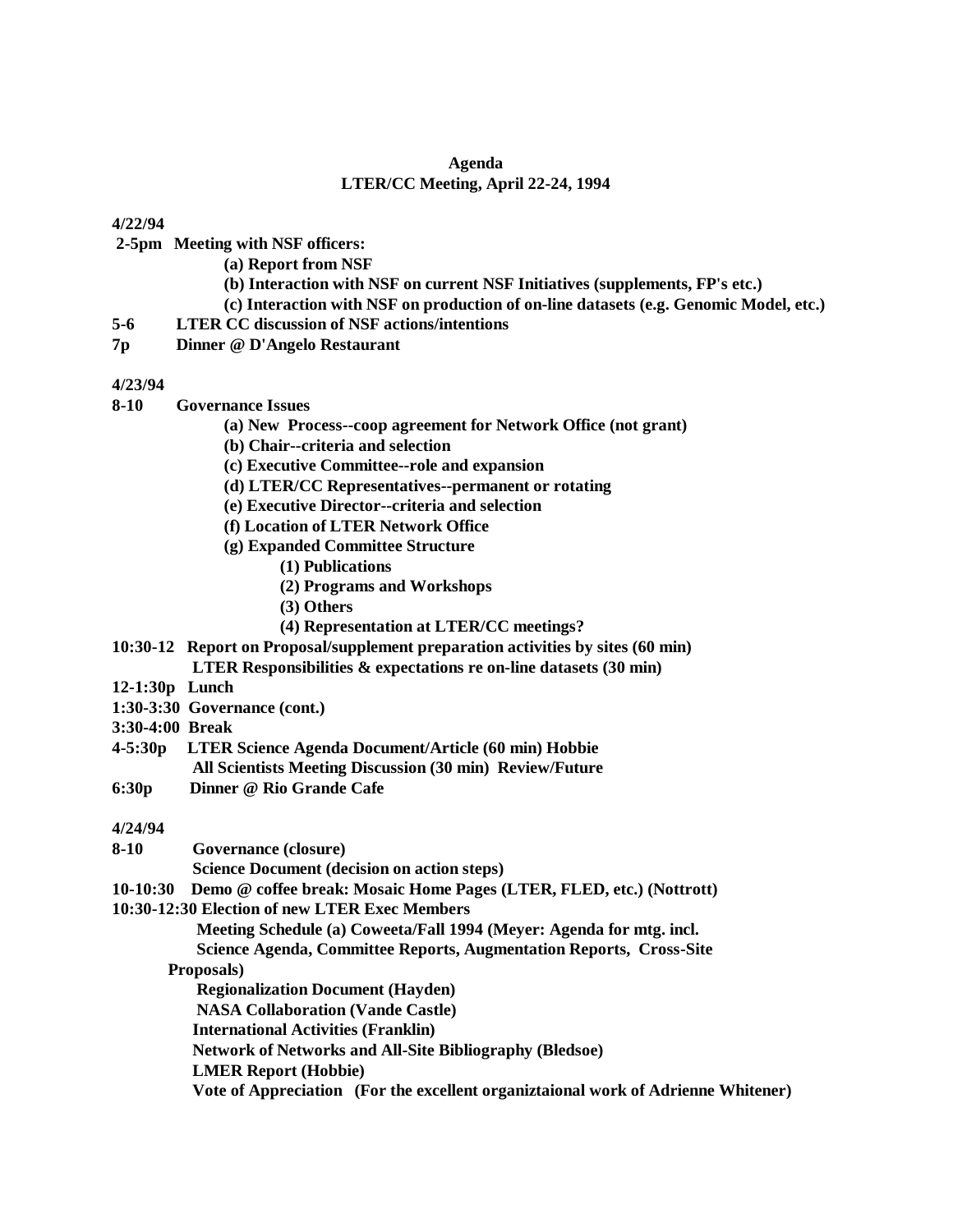**Agenda**
**LTER/CC Meeting, April 22-24, 1994**

**4/22/94**

**2-5pm Meeting with NSF officers:**

- **(a) Report from NSF**
- **(b) Interaction with NSF on current NSF Initiatives (supplements, FP's etc.)**
- **(c) Interaction with NSF on production of on-line datasets (e.g. Genomic Model, etc.)**

**5-6 LTER CC discussion of NSF actions/intentions**

**7p Dinner @ D'Angelo Restaurant**

**4/23/94**

**8-10 Governance Issues**

- **(a) New Process--coop agreement for Network Office (not grant)**
- **(b) Chair--criteria and selection**
- **(c) Executive Committee--role and expansion**
- **(d) LTER/CC Representatives--permanent or rotating**
- **(e) Executive Director--criteria and selection**
- **(f) Location of LTER Network Office**
- **(g) Expanded Committee Structure**
  - **(1) Publications**
  - **(2) Programs and Workshops**
  - **(3) Others**
  - **(4) Representation at LTER/CC meetings?**

**10:30-12 Report on Proposal/supplement preparation activities by sites (60 min)**
**LTER Responsibilities & expectations re on-line datasets (30 min)**

**12-1:30p Lunch**

**1:30-3:30 Governance (cont.)**

**3:30-4:00 Break**

**4-5:30p LTER Science Agenda Document/Article (60 min) Hobbie**
**All Scientists Meeting Discussion (30 min) Review/Future**

**6:30p Dinner @ Rio Grande Cafe**

**4/24/94**

**8-10 Governance (closure)**
**Science Document (decision on action steps)**

**10-10:30 Demo @ coffee break: Mosaic Home Pages (LTER, FLED, etc.) (Nottrott)**

**10:30-12:30 Election of new LTER Exec Members**
**Meeting Schedule (a) Coweeta/Fall 1994 (Meyer: Agenda for mtg. incl. Science Agenda, Committee Reports, Augmentation Reports, Cross-Site Proposals)**
**Regionalization Document (Hayden)**
**NASA Collaboration (Vande Castle)**
**International Activities (Franklin)**
**Network of Networks and All-Site Bibliography (Bledsoe)**
**LMER Report (Hobbie)**
**Vote of Appreciation (For the excellent organiztaional work of Adrienne Whitener)**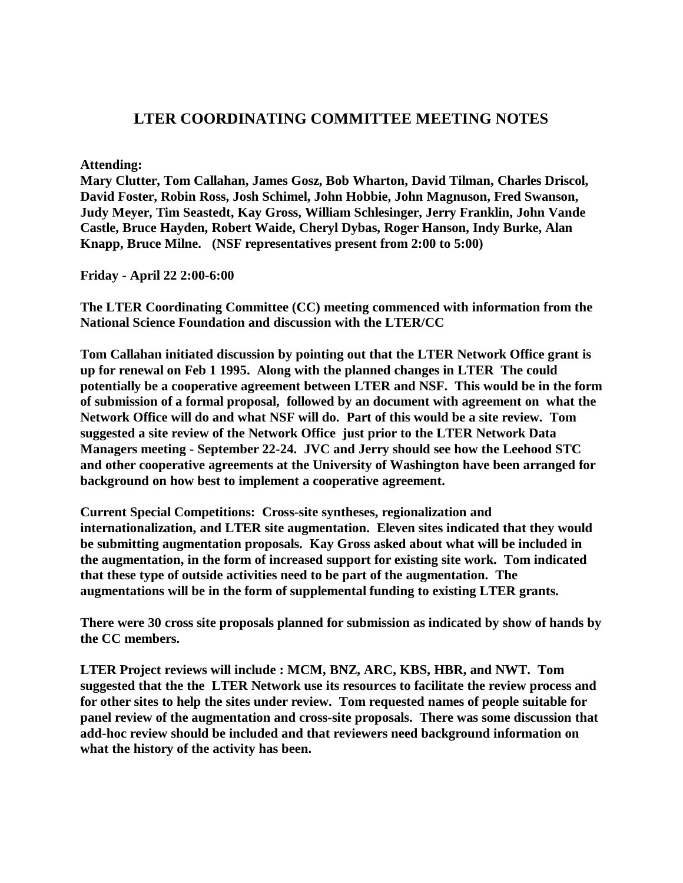# LTER COORDINATING COMMITTEE MEETING NOTES

**Attending:**
**Mary Clutter, Tom Callahan, James Gosz, Bob Wharton, David Tilman, Charles Driscol, David Foster, Robin Ross, Josh Schimel, John Hobbie, John Magnuson, Fred Swanson, Judy Meyer, Tim Seastedt, Kay Gross, William Schlesinger, Jerry Franklin, John Vande Castle, Bruce Hayden, Robert Waide, Cheryl Dybas, Roger Hanson, Indy Burke, Alan Knapp, Bruce Milne. (NSF representatives present from 2:00 to 5:00)**

**Friday - April 22 2:00-6:00**

**The LTER Coordinating Committee (CC) meeting commenced with information from the National Science Foundation and discussion with the LTER/CC**

**Tom Callahan initiated discussion by pointing out that the LTER Network Office grant is up for renewal on Feb 1 1995. Along with the planned changes in LTER The could potentially be a cooperative agreement between LTER and NSF. This would be in the form of submission of a formal proposal, followed by an document with agreement on what the Network Office will do and what NSF will do. Part of this would be a site review. Tom suggested a site review of the Network Office just prior to the LTER Network Data Managers meeting - September 22-24. JVC and Jerry should see how the Leehood STC and other cooperative agreements at the University of Washington have been arranged for background on how best to implement a cooperative agreement.**

**Current Special Competitions: Cross-site syntheses, regionalization and internationalization, and LTER site augmentation. Eleven sites indicated that they would be submitting augmentation proposals. Kay Gross asked about what will be included in the augmentation, in the form of increased support for existing site work. Tom indicated that these type of outside activities need to be part of the augmentation. The augmentations will be in the form of supplemental funding to existing LTER grants.**

**There were 30 cross site proposals planned for submission as indicated by show of hands by the CC members.**

**LTER Project reviews will include : MCM, BNZ, ARC, KBS, HBR, and NWT. Tom suggested that the the LTER Network use its resources to facilitate the review process and for other sites to help the sites under review. Tom requested names of people suitable for panel review of the augmentation and cross-site proposals. There was some discussion that add-hoc review should be included and that reviewers need background information on what the history of the activity has been.**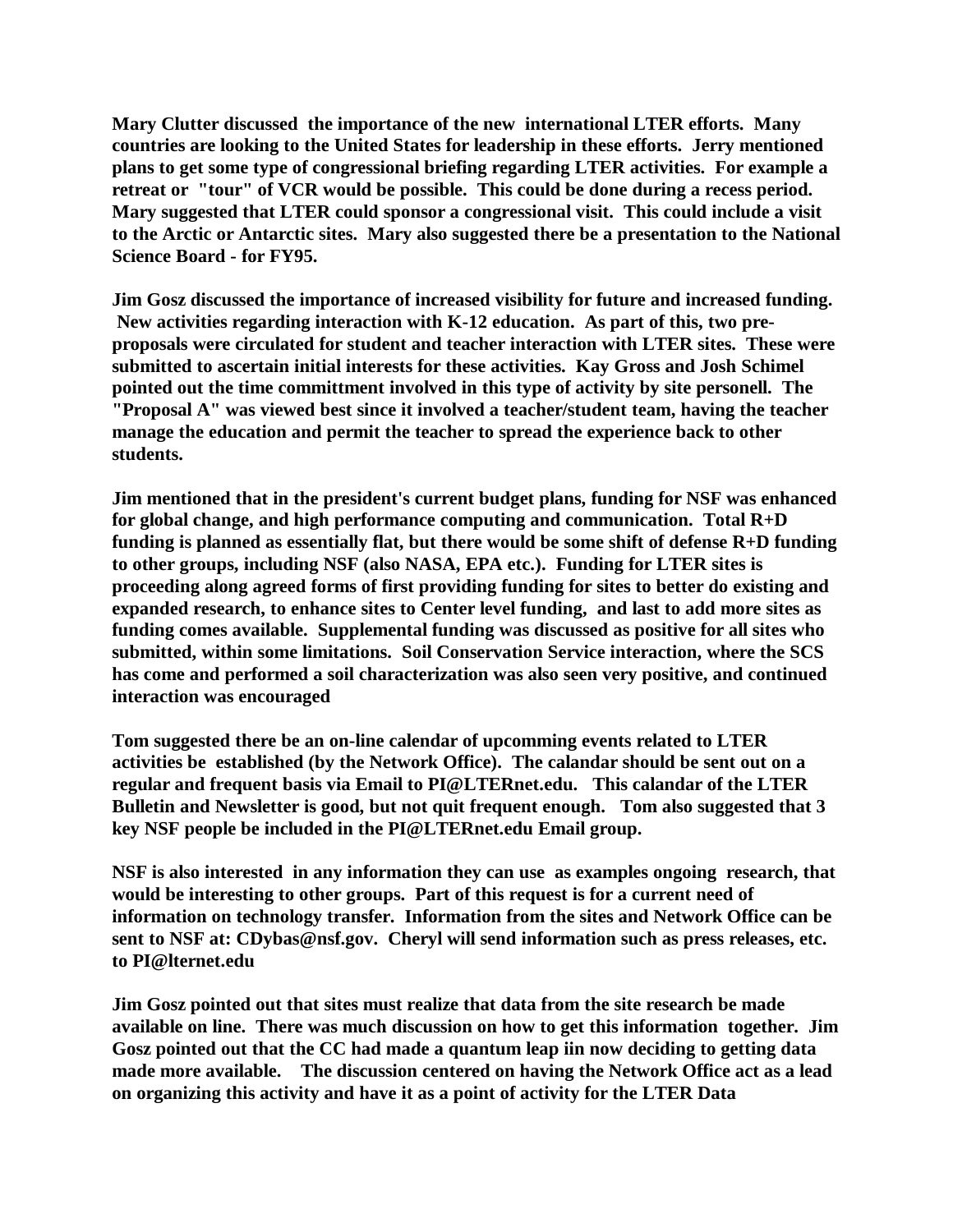**Mary Clutter discussed the importance of the new international LTER efforts. Many countries are looking to the United States for leadership in these efforts. Jerry mentioned plans to get some type of congressional briefing regarding LTER activities. For example a retreat or "tour" of VCR would be possible. This could be done during a recess period. Mary suggested that LTER could sponsor a congressional visit. This could include a visit to the Arctic or Antarctic sites. Mary also suggested there be a presentation to the National Science Board - for FY95.**

**Jim Gosz discussed the importance of increased visibility for future and increased funding. New activities regarding interaction with K-12 education. As part of this, two pre-proposals were circulated for student and teacher interaction with LTER sites. These were submitted to ascertain initial interests for these activities. Kay Gross and Josh Schimel pointed out the time committment involved in this type of activity by site personell. The "Proposal A" was viewed best since it involved a teacher/student team, having the teacher manage the education and permit the teacher to spread the experience back to other students.**

**Jim mentioned that in the president's current budget plans, funding for NSF was enhanced for global change, and high performance computing and communication. Total R+D funding is planned as essentially flat, but there would be some shift of defense R+D funding to other groups, including NSF (also NASA, EPA etc.). Funding for LTER sites is proceeding along agreed forms of first providing funding for sites to better do existing and expanded research, to enhance sites to Center level funding, and last to add more sites as funding comes available. Supplemental funding was discussed as positive for all sites who submitted, within some limitations. Soil Conservation Service interaction, where the SCS has come and performed a soil characterization was also seen very positive, and continued interaction was encouraged**

**Tom suggested there be an on-line calendar of upcomming events related to LTER activities be established (by the Network Office). The calandar should be sent out on a regular and frequent basis via Email to PI@LTERnet.edu. This calandar of the LTER Bulletin and Newsletter is good, but not quit frequent enough. Tom also suggested that 3 key NSF people be included in the PI@LTERnet.edu Email group.**

**NSF is also interested in any information they can use as examples ongoing research, that would be interesting to other groups. Part of this request is for a current need of information on technology transfer. Information from the sites and Network Office can be sent to NSF at: CDybas@nsf.gov. Cheryl will send information such as press releases, etc. to PI@lternet.edu**

**Jim Gosz pointed out that sites must realize that data from the site research be made available on line. There was much discussion on how to get this information together. Jim Gosz pointed out that the CC had made a quantum leap iin now deciding to getting data made more available. The discussion centered on having the Network Office act as a lead on organizing this activity and have it as a point of activity for the LTER Data**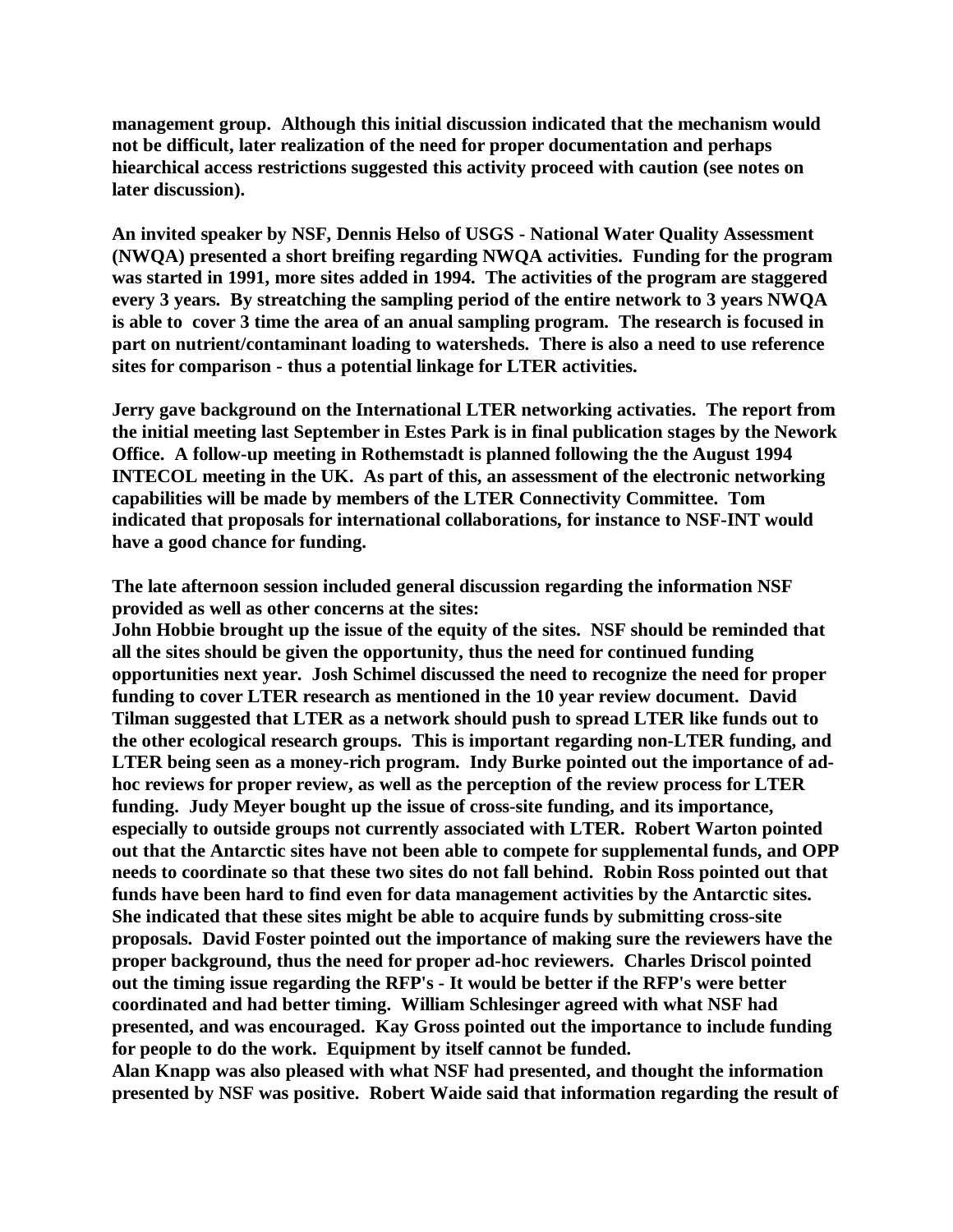**management group. Although this initial discussion indicated that the mechanism would not be difficult, later realization of the need for proper documentation and perhaps hiearchical access restrictions suggested this activity proceed with caution (see notes on later discussion).**

**An invited speaker by NSF, Dennis Helso of USGS - National Water Quality Assessment (NWQA) presented a short breifing regarding NWQA activities. Funding for the program was started in 1991, more sites added in 1994. The activities of the program are staggered every 3 years. By streatching the sampling period of the entire network to 3 years NWQA is able to cover 3 time the area of an anual sampling program. The research is focused in part on nutrient/contaminant loading to watersheds. There is also a need to use reference sites for comparison - thus a potential linkage for LTER activities.**

**Jerry gave background on the International LTER networking activaties. The report from the initial meeting last September in Estes Park is in final publication stages by the Nework Office. A follow-up meeting in Rothemstadt is planned following the the August 1994 INTECOL meeting in the UK. As part of this, an assessment of the electronic networking capabilities will be made by members of the LTER Connectivity Committee. Tom indicated that proposals for international collaborations, for instance to NSF-INT would have a good chance for funding.**

**The late afternoon session included general discussion regarding the information NSF provided as well as other concerns at the sites:**
**John Hobbie brought up the issue of the equity of the sites. NSF should be reminded that all the sites should be given the opportunity, thus the need for continued funding opportunities next year. Josh Schimel discussed the need to recognize the need for proper funding to cover LTER research as mentioned in the 10 year review document. David Tilman suggested that LTER as a network should push to spread LTER like funds out to the other ecological research groups. This is important regarding non-LTER funding, and LTER being seen as a money-rich program. Indy Burke pointed out the importance of ad-hoc reviews for proper review, as well as the perception of the review process for LTER funding. Judy Meyer bought up the issue of cross-site funding, and its importance, especially to outside groups not currently associated with LTER. Robert Warton pointed out that the Antarctic sites have not been able to compete for supplemental funds, and OPP needs to coordinate so that these two sites do not fall behind. Robin Ross pointed out that funds have been hard to find even for data management activities by the Antarctic sites. She indicated that these sites might be able to acquire funds by submitting cross-site proposals. David Foster pointed out the importance of making sure the reviewers have the proper background, thus the need for proper ad-hoc reviewers. Charles Driscol pointed out the timing issue regarding the RFP's - It would be better if the RFP's were better coordinated and had better timing. William Schlesinger agreed with what NSF had presented, and was encouraged. Kay Gross pointed out the importance to include funding for people to do the work. Equipment by itself cannot be funded.**
**Alan Knapp was also pleased with what NSF had presented, and thought the information presented by NSF was positive. Robert Waide said that information regarding the result of**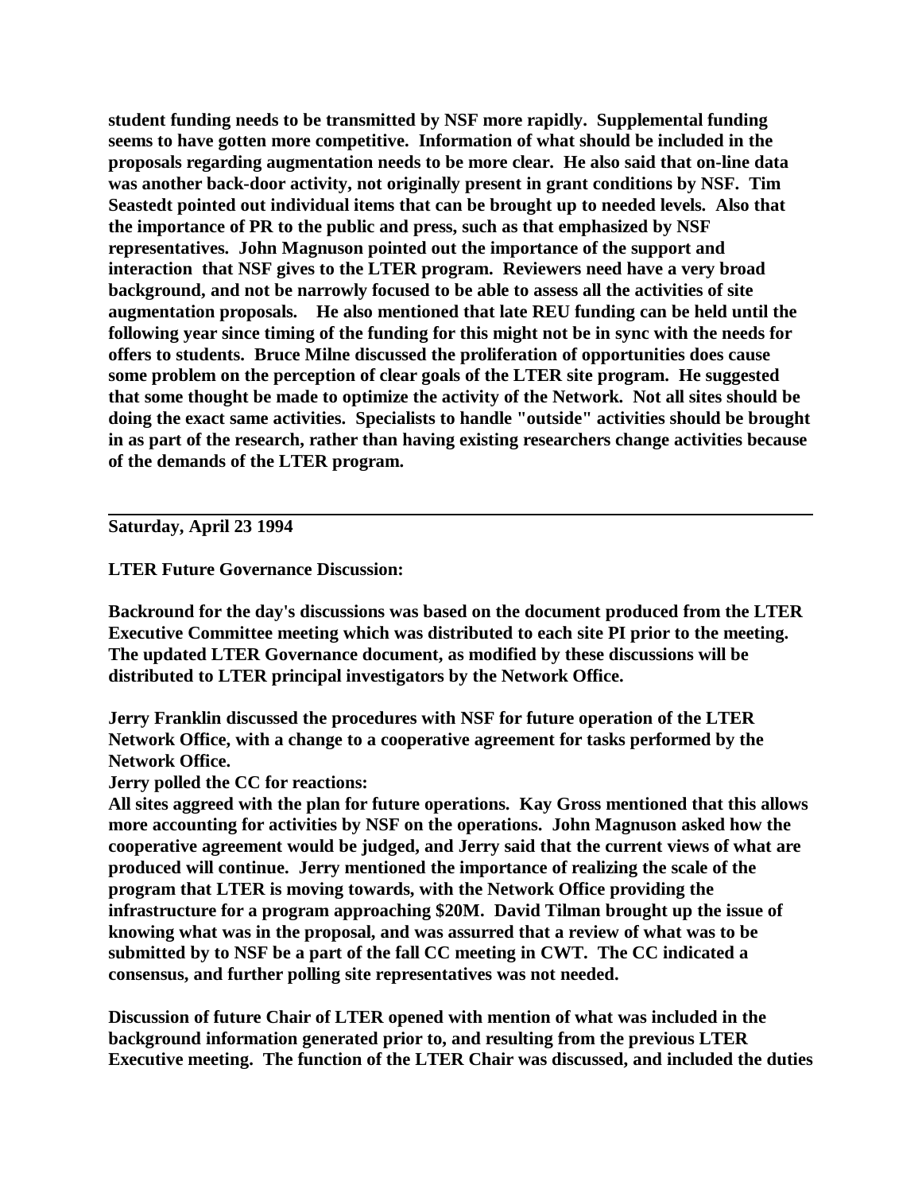**student funding needs to be transmitted by NSF more rapidly. Supplemental funding seems to have gotten more competitive. Information of what should be included in the proposals regarding augmentation needs to be more clear. He also said that on-line data was another back-door activity, not originally present in grant conditions by NSF. Tim Seastedt pointed out individual items that can be brought up to needed levels. Also that the importance of PR to the public and press, such as that emphasized by NSF representatives. John Magnuson pointed out the importance of the support and interaction that NSF gives to the LTER program. Reviewers need have a very broad background, and not be narrowly focused to be able to assess all the activities of site augmentation proposals. He also mentioned that late REU funding can be held until the following year since timing of the funding for this might not be in sync with the needs for offers to students. Bruce Milne discussed the proliferation of opportunities does cause some problem on the perception of clear goals of the LTER site program. He suggested that some thought be made to optimize the activity of the Network. Not all sites should be doing the exact same activities. Specialists to handle "outside" activities should be brought in as part of the research, rather than having existing researchers change activities because of the demands of the LTER program.**

---

**Saturday, April 23 1994**

**LTER Future Governance Discussion:**

**Backround for the day's discussions was based on the document produced from the LTER Executive Committee meeting which was distributed to each site PI prior to the meeting. The updated LTER Governance document, as modified by these discussions will be distributed to LTER principal investigators by the Network Office.**

**Jerry Franklin discussed the procedures with NSF for future operation of the LTER Network Office, with a change to a cooperative agreement for tasks performed by the Network Office.**
**Jerry polled the CC for reactions:**
**All sites aggreed with the plan for future operations. Kay Gross mentioned that this allows more accounting for activities by NSF on the operations. John Magnuson asked how the cooperative agreement would be judged, and Jerry said that the current views of what are produced will continue. Jerry mentioned the importance of realizing the scale of the program that LTER is moving towards, with the Network Office providing the infrastructure for a program approaching $20M. David Tilman brought up the issue of knowing what was in the proposal, and was assurred that a review of what was to be submitted by to NSF be a part of the fall CC meeting in CWT. The CC indicated a consensus, and further polling site representatives was not needed.**

**Discussion of future Chair of LTER opened with mention of what was included in the background information generated prior to, and resulting from the previous LTER Executive meeting. The function of the LTER Chair was discussed, and included the duties**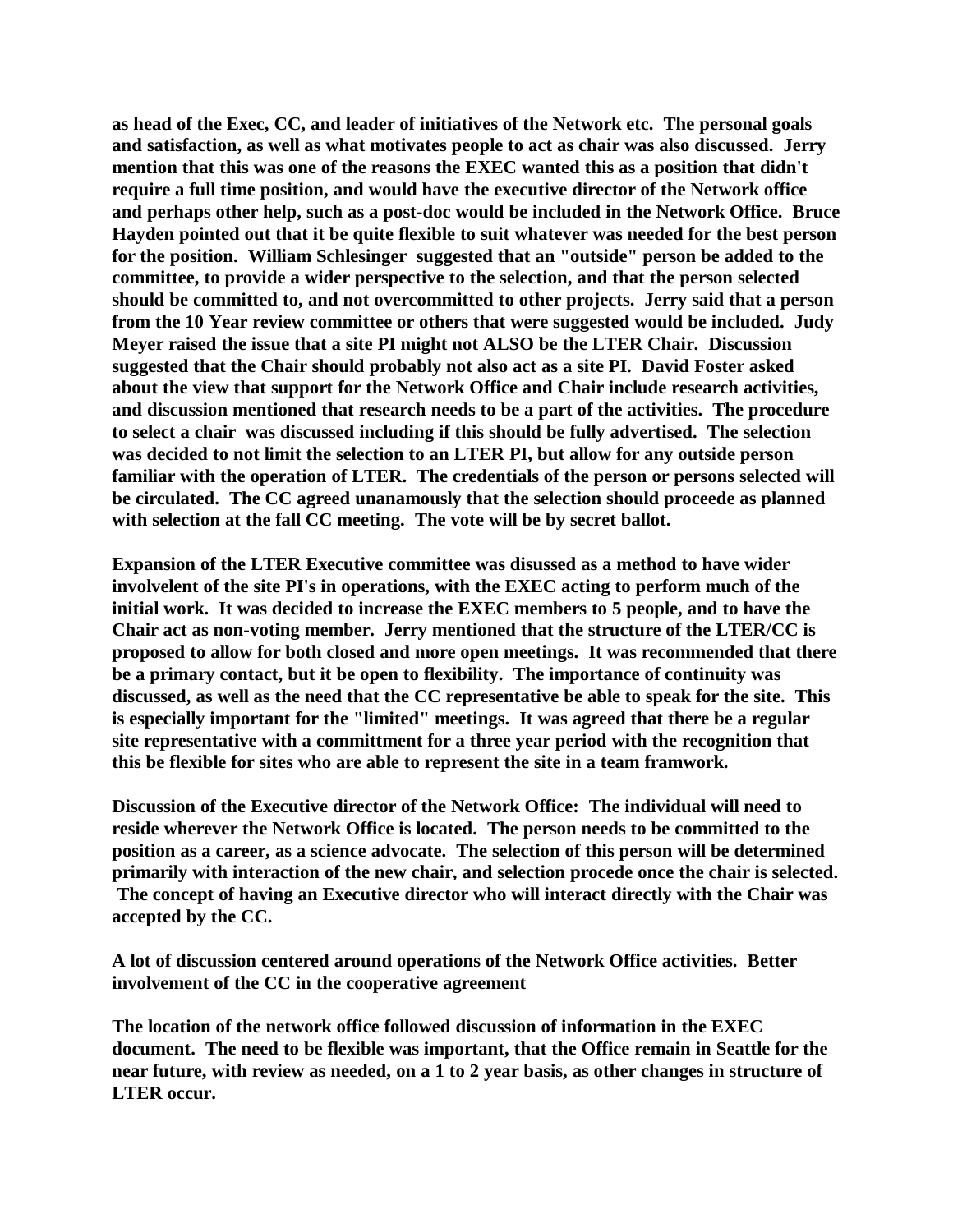**as head of the Exec, CC, and leader of initiatives of the Network etc. The personal goals and satisfaction, as well as what motivates people to act as chair was also discussed. Jerry mention that this was one of the reasons the EXEC wanted this as a position that didn't require a full time position, and would have the executive director of the Network office and perhaps other help, such as a post-doc would be included in the Network Office. Bruce Hayden pointed out that it be quite flexible to suit whatever was needed for the best person for the position. William Schlesinger suggested that an "outside" person be added to the committee, to provide a wider perspective to the selection, and that the person selected should be committed to, and not overcommitted to other projects. Jerry said that a person from the 10 Year review committee or others that were suggested would be included. Judy Meyer raised the issue that a site PI might not ALSO be the LTER Chair. Discussion suggested that the Chair should probably not also act as a site PI. David Foster asked about the view that support for the Network Office and Chair include research activities, and discussion mentioned that research needs to be a part of the activities. The procedure to select a chair was discussed including if this should be fully advertised. The selection was decided to not limit the selection to an LTER PI, but allow for any outside person familiar with the operation of LTER. The credentials of the person or persons selected will be circulated. The CC agreed unanamously that the selection should proceede as planned with selection at the fall CC meeting. The vote will be by secret ballot.**

**Expansion of the LTER Executive committee was disussed as a method to have wider involvelent of the site PI's in operations, with the EXEC acting to perform much of the initial work. It was decided to increase the EXEC members to 5 people, and to have the Chair act as non-voting member. Jerry mentioned that the structure of the LTER/CC is proposed to allow for both closed and more open meetings. It was recommended that there be a primary contact, but it be open to flexibility. The importance of continuity was discussed, as well as the need that the CC representative be able to speak for the site. This is especially important for the "limited" meetings. It was agreed that there be a regular site representative with a committment for a three year period with the recognition that this be flexible for sites who are able to represent the site in a team framwork.**

**Discussion of the Executive director of the Network Office: The individual will need to reside wherever the Network Office is located. The person needs to be committed to the position as a career, as a science advocate. The selection of this person will be determined primarily with interaction of the new chair, and selection procede once the chair is selected. The concept of having an Executive director who will interact directly with the Chair was accepted by the CC.**

**A lot of discussion centered around operations of the Network Office activities. Better involvement of the CC in the cooperative agreement**

**The location of the network office followed discussion of information in the EXEC document. The need to be flexible was important, that the Office remain in Seattle for the near future, with review as needed, on a 1 to 2 year basis, as other changes in structure of LTER occur.**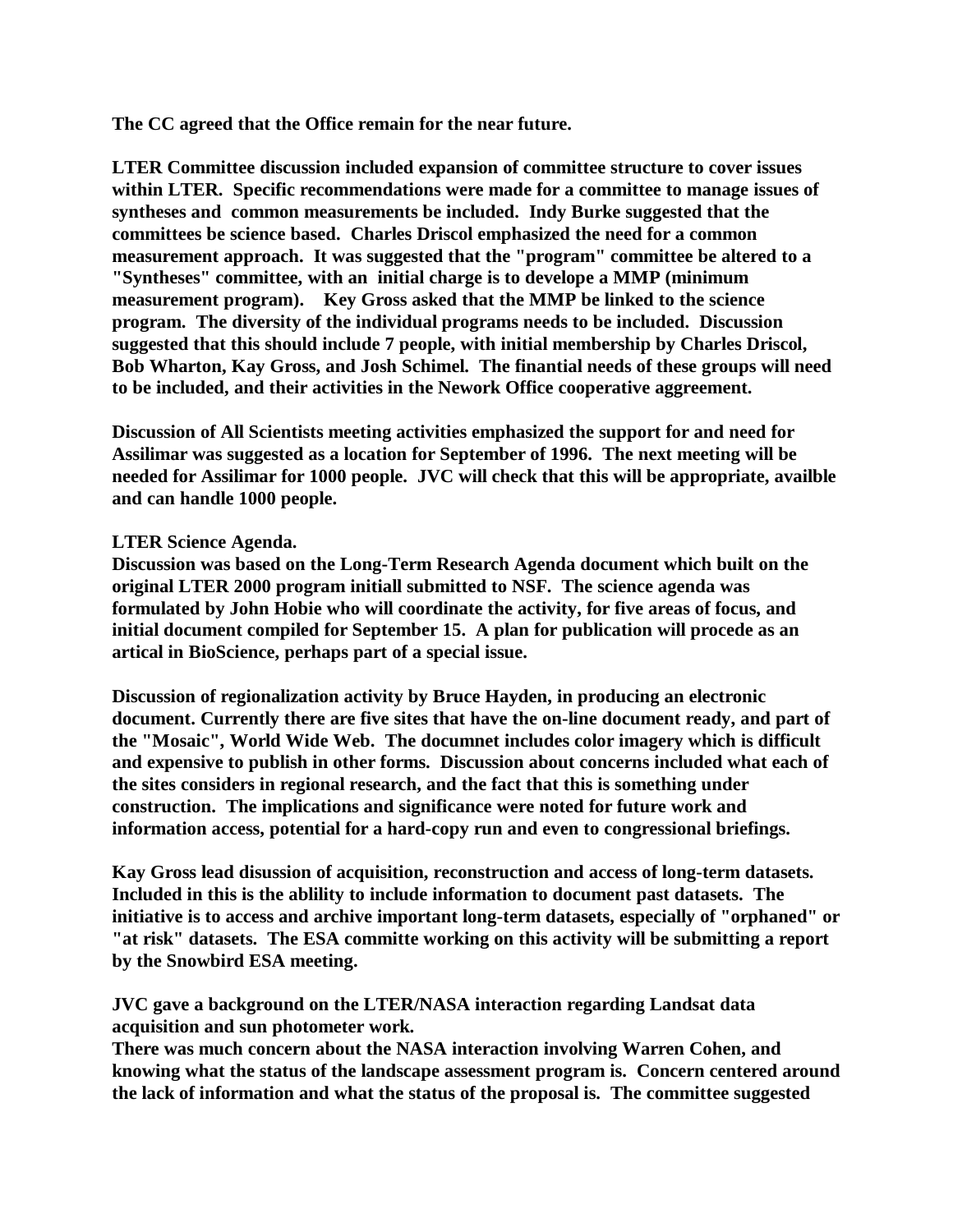**The CC agreed that the Office remain for the near future.**

**LTER Committee discussion included expansion of committee structure to cover issues within LTER. Specific recommendations were made for a committee to manage issues of syntheses and common measurements be included. Indy Burke suggested that the committees be science based. Charles Driscol emphasized the need for a common measurement approach. It was suggested that the "program" committee be altered to a "Syntheses" committee, with an initial charge is to develope a MMP (minimum measurement program). Key Gross asked that the MMP be linked to the science program. The diversity of the individual programs needs to be included. Discussion suggested that this should include 7 people, with initial membership by Charles Driscol, Bob Wharton, Kay Gross, and Josh Schimel. The finantial needs of these groups will need to be included, and their activities in the Nework Office cooperative aggreement.**

**Discussion of All Scientists meeting activities emphasized the support for and need for Assilimar was suggested as a location for September of 1996. The next meeting will be needed for Assilimar for 1000 people. JVC will check that this will be appropriate, availble and can handle 1000 people.**

**LTER Science Agenda.**

**Discussion was based on the Long-Term Research Agenda document which built on the original LTER 2000 program initiall submitted to NSF. The science agenda was formulated by John Hobie who will coordinate the activity, for five areas of focus, and initial document compiled for September 15. A plan for publication will procede as an artical in BioScience, perhaps part of a special issue.**

**Discussion of regionalization activity by Bruce Hayden, in producing an electronic document. Currently there are five sites that have the on-line document ready, and part of the "Mosaic", World Wide Web. The documnet includes color imagery which is difficult and expensive to publish in other forms. Discussion about concerns included what each of the sites considers in regional research, and the fact that this is something under construction. The implications and significance were noted for future work and information access, potential for a hard-copy run and even to congressional briefings.**

**Kay Gross lead disussion of acquisition, reconstruction and access of long-term datasets. Included in this is the ablility to include information to document past datasets. The initiative is to access and archive important long-term datasets, especially of "orphaned" or "at risk" datasets. The ESA committe working on this activity will be submitting a report by the Snowbird ESA meeting.**

**JVC gave a background on the LTER/NASA interaction regarding Landsat data acquisition and sun photometer work.**
**There was much concern about the NASA interaction involving Warren Cohen, and knowing what the status of the landscape assessment program is. Concern centered around the lack of information and what the status of the proposal is. The committee suggested**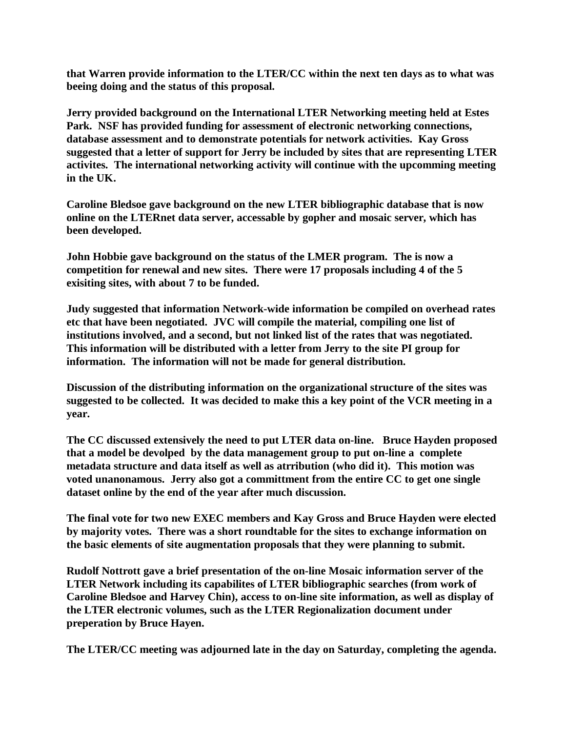**that Warren provide information to the LTER/CC within the next ten days as to what was beeing doing and the status of this proposal.**

**Jerry provided background on the International LTER Networking meeting held at Estes Park. NSF has provided funding for assessment of electronic networking connections, database assessment and to demonstrate potentials for network activities. Kay Gross suggested that a letter of support for Jerry be included by sites that are representing LTER activites. The international networking activity will continue with the upcomming meeting in the UK.**

**Caroline Bledsoe gave background on the new LTER bibliographic database that is now online on the LTERnet data server, accessable by gopher and mosaic server, which has been developed.**

**John Hobbie gave background on the status of the LMER program. The is now a competition for renewal and new sites. There were 17 proposals including 4 of the 5 exisiting sites, with about 7 to be funded.**

**Judy suggested that information Network-wide information be compiled on overhead rates etc that have been negotiated. JVC will compile the material, compiling one list of institutions involved, and a second, but not linked list of the rates that was negotiated. This information will be distributed with a letter from Jerry to the site PI group for information. The information will not be made for general distribution.**

**Discussion of the distributing information on the organizational structure of the sites was suggested to be collected. It was decided to make this a key point of the VCR meeting in a year.**

**The CC discussed extensively the need to put LTER data on-line. Bruce Hayden proposed that a model be devolped by the data management group to put on-line a complete metadata structure and data itself as well as atrribution (who did it). This motion was voted unanonamous. Jerry also got a committment from the entire CC to get one single dataset online by the end of the year after much discussion.**

**The final vote for two new EXEC members and Kay Gross and Bruce Hayden were elected by majority votes. There was a short roundtable for the sites to exchange information on the basic elements of site augmentation proposals that they were planning to submit.**

**Rudolf Nottrott gave a brief presentation of the on-line Mosaic information server of the LTER Network including its capabilites of LTER bibliographic searches (from work of Caroline Bledsoe and Harvey Chin), access to on-line site information, as well as display of the LTER electronic volumes, such as the LTER Regionalization document under preperation by Bruce Hayen.**

**The LTER/CC meeting was adjourned late in the day on Saturday, completing the agenda.**